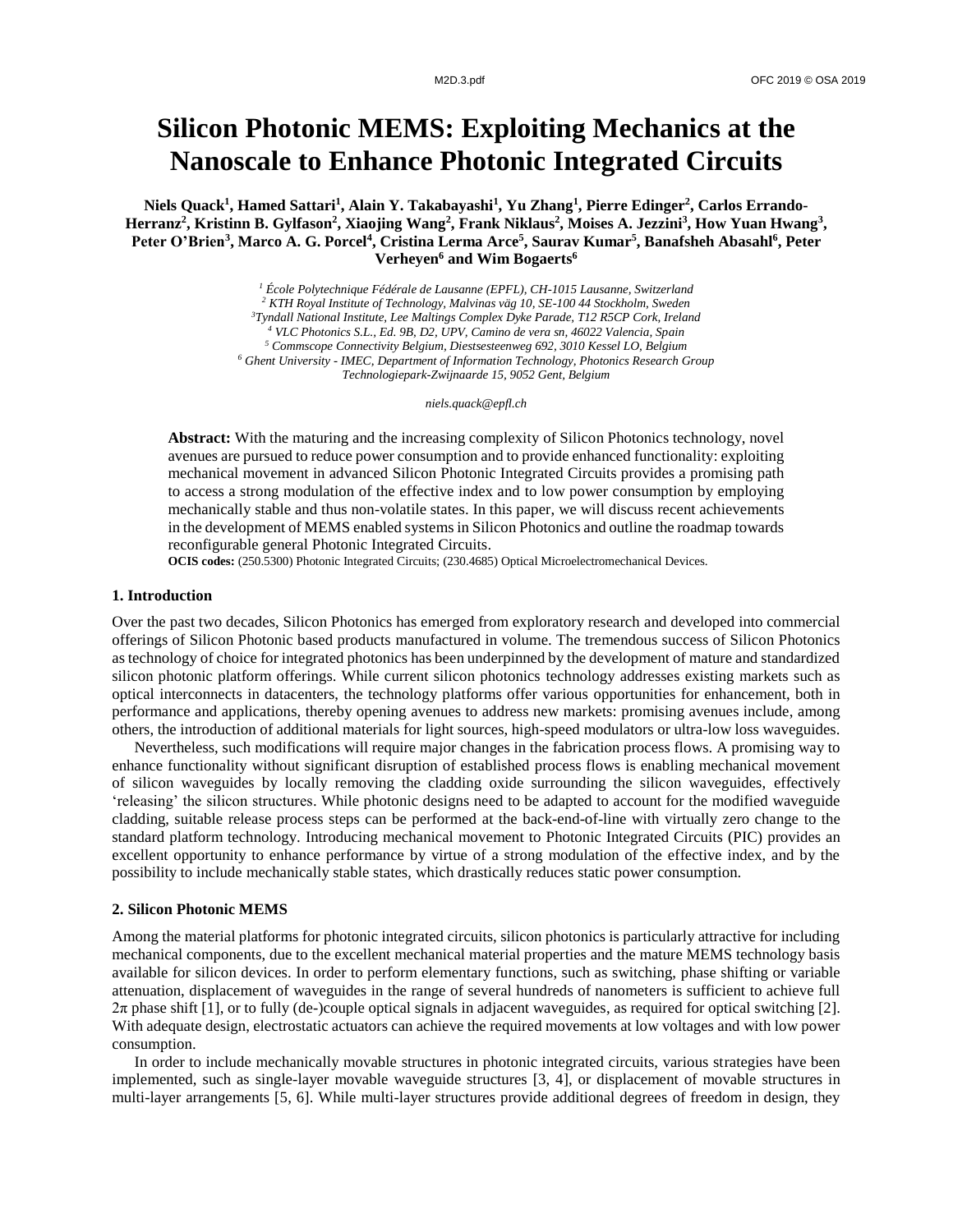# Silicon Photonic MEMS: Exploiting Mechanics at the Nanoscale to Enhance Photonic Integrated Circuits

**Niels Quack[1], Hamed Sattari[1], Alain Y. Takabayashi[1], Yu Zhang[1], Pierre Edinger[2], Carlos Errando-Herranz[2], Kristinn B. Gylfason[2], Xiaojing Wang[2], Frank Niklaus[2], Moises A. Jezzini[3], How Yuan Hwang[3], Peter O'Brien[3], Marco A. G. Porcel[4], Cristina Lerma Arce[5], Saurav Kumar[5], Banafsheh Abasahl[6], Peter Verheyen[6] and Wim Bogaerts[6]**

*[1] École Polytechnique Fédérale de Lausanne (EPFL), CH-1015 Lausanne, Switzerland*
*[2] KTH Royal Institute of Technology, Malvinas väg 10, SE-100 44 Stockholm, Sweden*
*[3]Tyndall National Institute, Lee Maltings Complex Dyke Parade, T12 R5CP Cork, Ireland*
*[4] VLC Photonics S.L., Ed. 9B, D2, UPV, Camino de vera sn, 46022 Valencia, Spain*
*[5] Commscope Connectivity Belgium, Diestsesteenweg 692, 3010 Kessel LO, Belgium*
*[6] Ghent University - IMEC, Department of Information Technology, Photonics Research Group Technologiepark-Zwijnaarde 15, 9052 Gent, Belgium*

*niels.quack@epfl.ch*

**Abstract:** With the maturing and the increasing complexity of Silicon Photonics technology, novel avenues are pursued to reduce power consumption and to provide enhanced functionality: exploiting mechanical movement in advanced Silicon Photonic Integrated Circuits provides a promising path to access a strong modulation of the effective index and to low power consumption by employing mechanically stable and thus non-volatile states. In this paper, we will discuss recent achievements in the development of MEMS enabled systems in Silicon Photonics and outline the roadmap towards reconfigurable general Photonic Integrated Circuits.

**OCIS codes:** (250.5300) Photonic Integrated Circuits; (230.4685) Optical Microelectromechanical Devices.

## 1. Introduction

Over the past two decades, Silicon Photonics has emerged from exploratory research and developed into commercial offerings of Silicon Photonic based products manufactured in volume. The tremendous success of Silicon Photonics as technology of choice for integrated photonics has been underpinned by the development of mature and standardized silicon photonic platform offerings. While current silicon photonics technology addresses existing markets such as optical interconnects in datacenters, the technology platforms offer various opportunities for enhancement, both in performance and applications, thereby opening avenues to address new markets: promising avenues include, among others, the introduction of additional materials for light sources, high-speed modulators or ultra-low loss waveguides.

Nevertheless, such modifications will require major changes in the fabrication process flows. A promising way to enhance functionality without significant disruption of established process flows is enabling mechanical movement of silicon waveguides by locally removing the cladding oxide surrounding the silicon waveguides, effectively 'releasing' the silicon structures. While photonic designs need to be adapted to account for the modified waveguide cladding, suitable release process steps can be performed at the back-end-of-line with virtually zero change to the standard platform technology. Introducing mechanical movement to Photonic Integrated Circuits (PIC) provides an excellent opportunity to enhance performance by virtue of a strong modulation of the effective index, and by the possibility to include mechanically stable states, which drastically reduces static power consumption.

## 2. Silicon Photonic MEMS

Among the material platforms for photonic integrated circuits, silicon photonics is particularly attractive for including mechanical components, due to the excellent mechanical material properties and the mature MEMS technology basis available for silicon devices. In order to perform elementary functions, such as switching, phase shifting or variable attenuation, displacement of waveguides in the range of several hundreds of nanometers is sufficient to achieve full $2\pi$ phase shift [1], or to fully (de-)couple optical signals in adjacent waveguides, as required for optical switching [2]. With adequate design, electrostatic actuators can achieve the required movements at low voltages and with low power consumption.

In order to include mechanically movable structures in photonic integrated circuits, various strategies have been implemented, such as single-layer movable waveguide structures [3, 4], or displacement of movable structures in multi-layer arrangements [5, 6]. While multi-layer structures provide additional degrees of freedom in design, they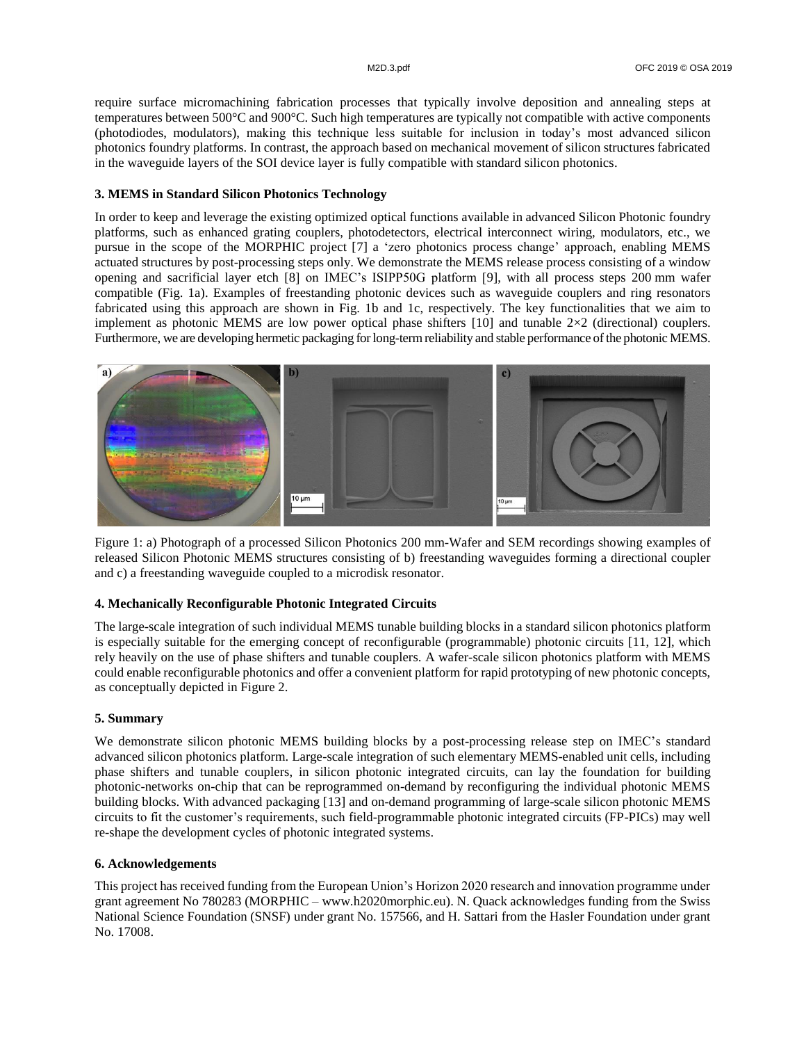require surface micromachining fabrication processes that typically involve deposition and annealing steps at temperatures between 500°C and 900°C. Such high temperatures are typically not compatible with active components (photodiodes, modulators), making this technique less suitable for inclusion in today's most advanced silicon photonics foundry platforms. In contrast, the approach based on mechanical movement of silicon structures fabricated in the waveguide layers of the SOI device layer is fully compatible with standard silicon photonics.

### 3. MEMS in Standard Silicon Photonics Technology

In order to keep and leverage the existing optimized optical functions available in advanced Silicon Photonic foundry platforms, such as enhanced grating couplers, photodetectors, electrical interconnect wiring, modulators, etc., we pursue in the scope of the MORPHIC project [7] a 'zero photonics process change' approach, enabling MEMS actuated structures by post-processing steps only. We demonstrate the MEMS release process consisting of a window opening and sacrificial layer etch [8] on IMEC's ISIPP50G platform [9], with all process steps 200 mm wafer compatible (Fig. 1a). Examples of freestanding photonic devices such as waveguide couplers and ring resonators fabricated using this approach are shown in Fig. 1b and 1c, respectively. The key functionalities that we aim to implement as photonic MEMS are low power optical phase shifters [10] and tunable 2×2 (directional) couplers. Furthermore, we are developing hermetic packaging for long-term reliability and stable performance of the photonic MEMS.

Figure 1: a) Photograph of a processed Silicon Photonics 200 mm-Wafer and SEM recordings showing examples of released Silicon Photonic MEMS structures consisting of b) freestanding waveguides forming a directional coupler and c) a freestanding waveguide coupled to a microdisk resonator.

### 4. Mechanically Reconfigurable Photonic Integrated Circuits

The large-scale integration of such individual MEMS tunable building blocks in a standard silicon photonics platform is especially suitable for the emerging concept of reconfigurable (programmable) photonic circuits [11, 12], which rely heavily on the use of phase shifters and tunable couplers. A wafer-scale silicon photonics platform with MEMS could enable reconfigurable photonics and offer a convenient platform for rapid prototyping of new photonic concepts, as conceptually depicted in Figure 2.

### 5. Summary

We demonstrate silicon photonic MEMS building blocks by a post-processing release step on IMEC's standard advanced silicon photonics platform. Large-scale integration of such elementary MEMS-enabled unit cells, including phase shifters and tunable couplers, in silicon photonic integrated circuits, can lay the foundation for building photonic-networks on-chip that can be reprogrammed on-demand by reconfiguring the individual photonic MEMS building blocks. With advanced packaging [13] and on-demand programming of large-scale silicon photonic MEMS circuits to fit the customer's requirements, such field-programmable photonic integrated circuits (FP-PICs) may well re-shape the development cycles of photonic integrated systems.

### 6. Acknowledgements

This project has received funding from the European Union's Horizon 2020 research and innovation programme under grant agreement No 780283 (MORPHIC – www.h2020morphic.eu). N. Quack acknowledges funding from the Swiss National Science Foundation (SNSF) under grant No. 157566, and H. Sattari from the Hasler Foundation under grant No. 17008.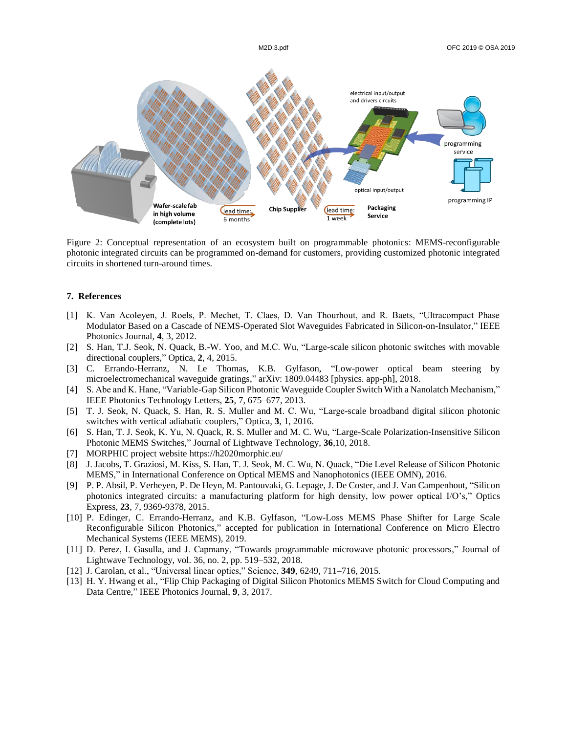Wafer-scale fab in high volume (complete lots)

lead time: 6 months

Chip Supplier

lead time: 1 week

Packaging Service

electrical input/output and drivers circuits

optical input/output

programming service

programming IP

Figure 2: Conceptual representation of an ecosystem built on programmable photonics: MEMS-reconfigurable photonic integrated circuits can be programmed on-demand for customers, providing customized photonic integrated circuits in shortened turn-around times.

## 7. References

[1] K. Van Acoleyen, J. Roels, P. Mechet, T. Claes, D. Van Thourhout, and R. Baets, "Ultracompact Phase Modulator Based on a Cascade of NEMS-Operated Slot Waveguides Fabricated in Silicon-on-Insulator," IEEE Photonics Journal, **4**, 3, 2012.

[2] S. Han, T.J. Seok, N. Quack, B.-W. Yoo, and M.C. Wu, "Large-scale silicon photonic switches with movable directional couplers," Optica, **2**, 4, 2015.

[3] C. Errando-Herranz, N. Le Thomas, K.B. Gylfason, "Low-power optical beam steering by microelectromechanical waveguide gratings," arXiv: 1809.04483 [physics. app-ph], 2018.

[4] S. Abe and K. Hane, "Variable-Gap Silicon Photonic Waveguide Coupler Switch With a Nanolatch Mechanism," IEEE Photonics Technology Letters, **25**, 7, 675–677, 2013.

[5] T. J. Seok, N. Quack, S. Han, R. S. Muller and M. C. Wu, "Large-scale broadband digital silicon photonic switches with vertical adiabatic couplers," Optica, **3**, 1, 2016.

[6] S. Han, T. J. Seok, K. Yu, N. Quack, R. S. Muller and M. C. Wu, "Large-Scale Polarization-Insensitive Silicon Photonic MEMS Switches," Journal of Lightwave Technology, **36**,10, 2018.

[7] MORPHIC project website https://h2020morphic.eu/

[8] J. Jacobs, T. Graziosi, M. Kiss, S. Han, T. J. Seok, M. C. Wu, N. Quack, "Die Level Release of Silicon Photonic MEMS," in International Conference on Optical MEMS and Nanophotonics (IEEE OMN), 2016.

[9] P. P. Absil, P. Verheyen, P. De Heyn, M. Pantouvaki, G. Lepage, J. De Coster, and J. Van Campenhout, "Silicon photonics integrated circuits: a manufacturing platform for high density, low power optical I/O's," Optics Express, **23**, 7, 9369-9378, 2015.

[10] P. Edinger, C. Errando-Herranz, and K.B. Gylfason, "Low-Loss MEMS Phase Shifter for Large Scale Reconfigurable Silicon Photonics," accepted for publication in International Conference on Micro Electro Mechanical Systems (IEEE MEMS), 2019.

[11] D. Perez, I. Gasulla, and J. Capmany, "Towards programmable microwave photonic processors," Journal of Lightwave Technology, vol. 36, no. 2, pp. 519–532, 2018.

[12] J. Carolan, et al., "Universal linear optics," Science, **349**, 6249, 711–716, 2015.

[13] H. Y. Hwang et al., "Flip Chip Packaging of Digital Silicon Photonics MEMS Switch for Cloud Computing and Data Centre," IEEE Photonics Journal, **9**, 3, 2017.